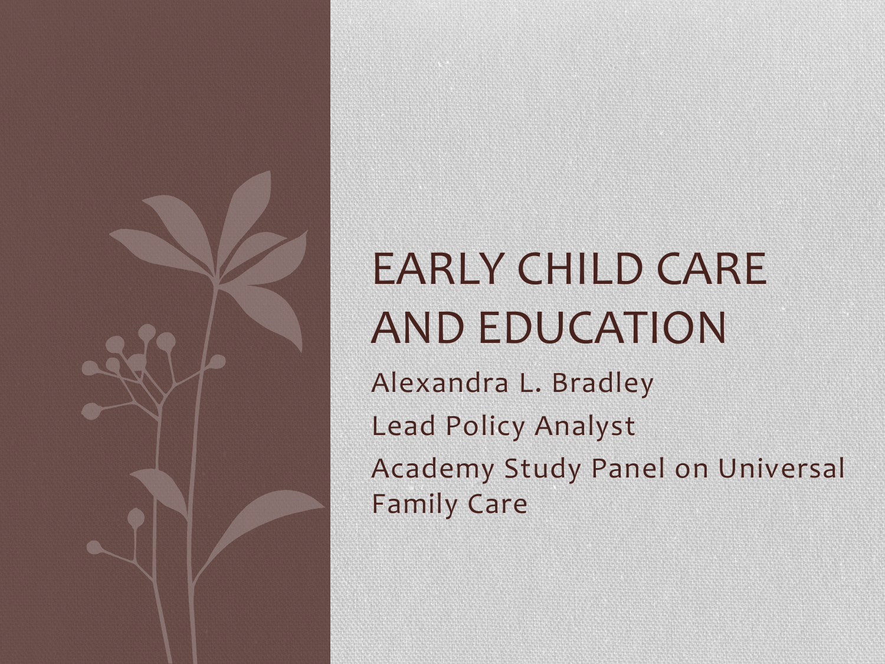# EARLY CHILD CARE AND EDUCATION

Alexandra L. Bradley

Lead Policy Analyst

Academy Study Panel on Universal Family Care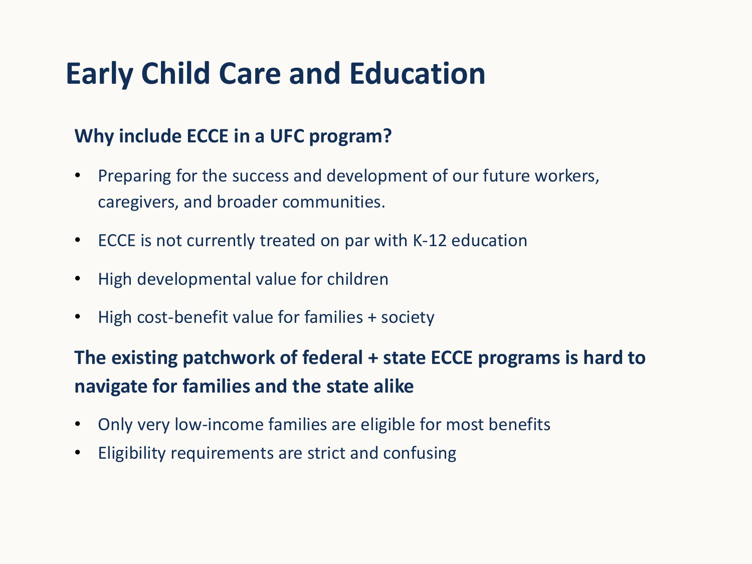# Early Child Care and Education

## Why include ECCE in a UFC program?

- Preparing for the success and development of our future workers, caregivers, and broader communities.
- ECCE is not currently treated on par with K-12 education
- High developmental value for children
- High cost-benefit value for families + society

## The existing patchwork of federal + state ECCE programs is hard to navigate for families and the state alike

- Only very low-income families are eligible for most benefits
- Eligibility requirements are strict and confusing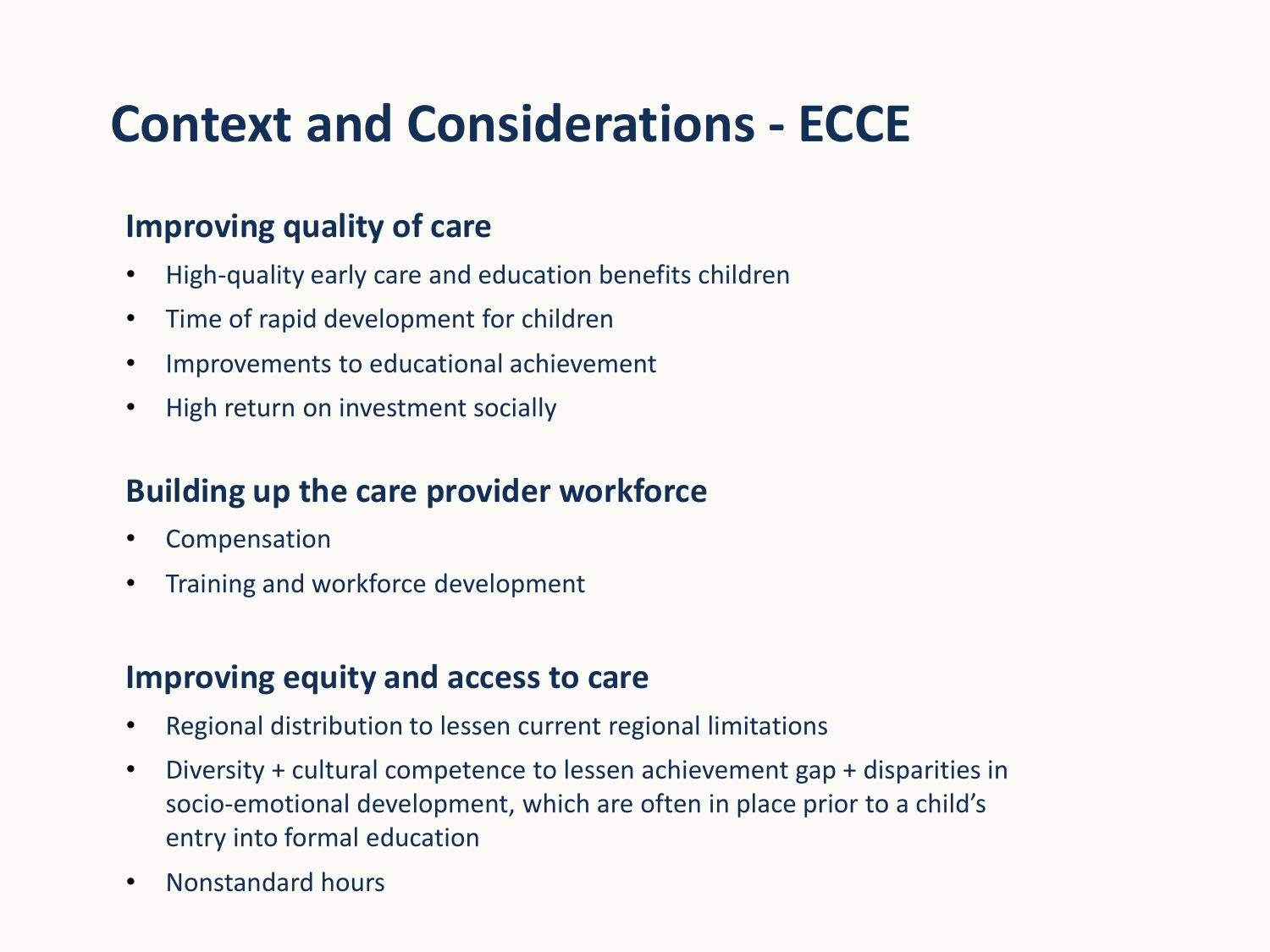# Context and Considerations - ECCE

## Improving quality of care

- High-quality early care and education benefits children
- Time of rapid development for children
- Improvements to educational achievement
- High return on investment socially

## Building up the care provider workforce

- Compensation
- Training and workforce development

## Improving equity and access to care

- Regional distribution to lessen current regional limitations
- Diversity + cultural competence to lessen achievement gap + disparities in socio-emotional development, which are often in place prior to a child's entry into formal education
- Nonstandard hours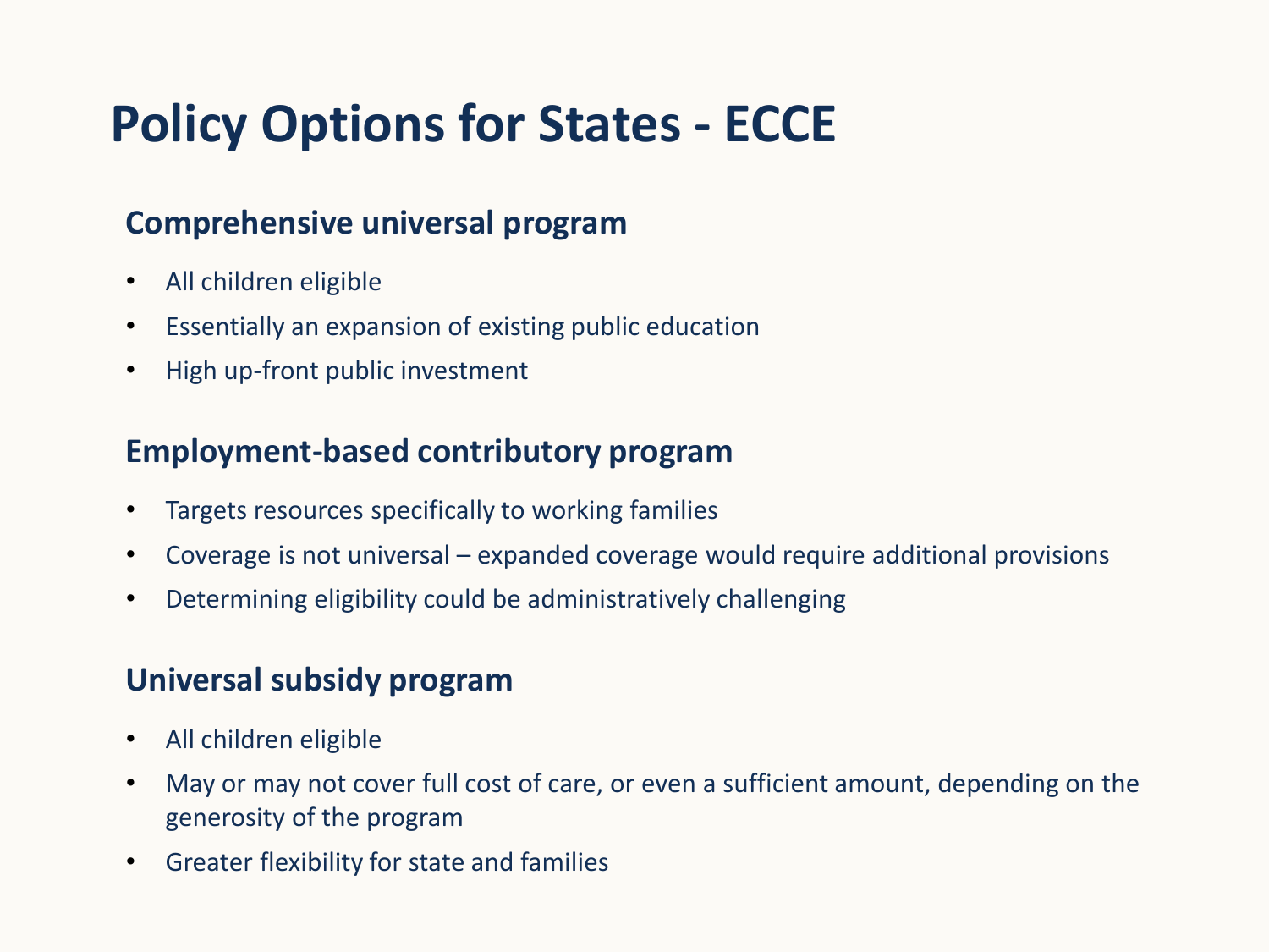# Policy Options for States - ECCE

## Comprehensive universal program

- All children eligible
- Essentially an expansion of existing public education
- High up-front public investment

## Employment-based contributory program

- Targets resources specifically to working families
- Coverage is not universal – expanded coverage would require additional provisions
- Determining eligibility could be administratively challenging

## Universal subsidy program

- All children eligible
- May or may not cover full cost of care, or even a sufficient amount, depending on the generosity of the program
- Greater flexibility for state and families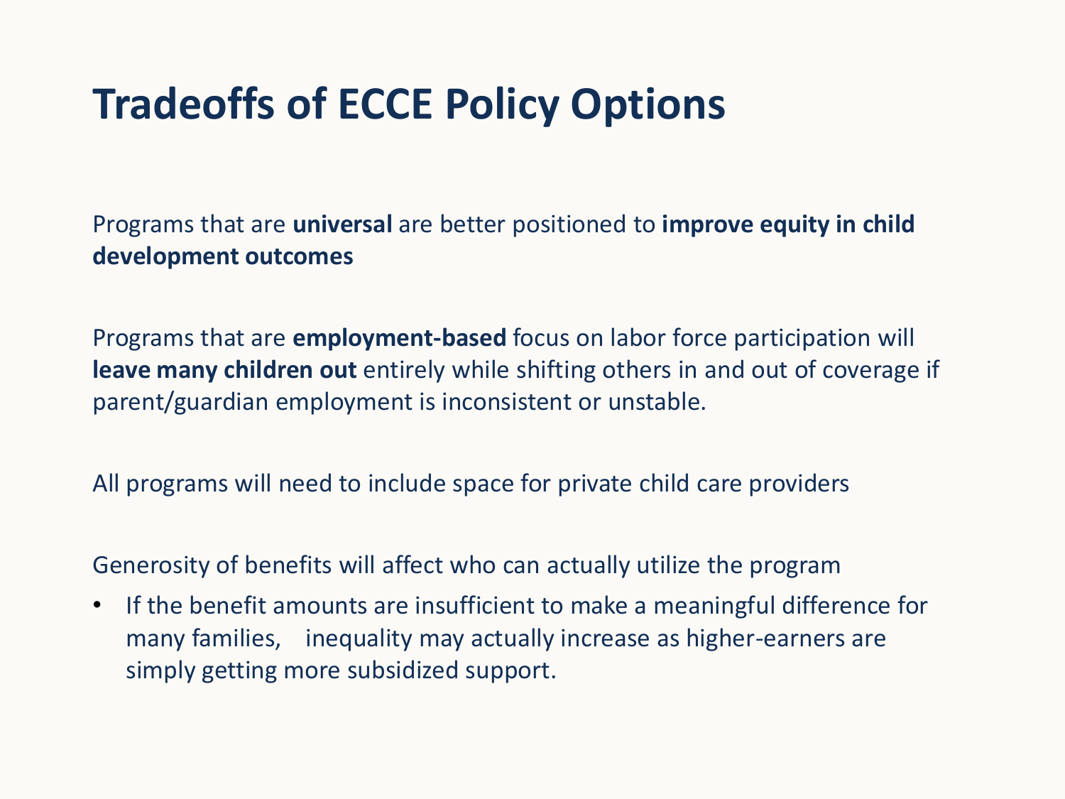# Tradeoffs of ECCE Policy Options

Programs that are **universal** are better positioned to **improve equity in child development outcomes**

Programs that are **employment-based** focus on labor force participation will **leave many children out** entirely while shifting others in and out of coverage if parent/guardian employment is inconsistent or unstable.

All programs will need to include space for private child care providers

Generosity of benefits will affect who can actually utilize the program

- If the benefit amounts are insufficient to make a meaningful difference for many families, inequality may actually increase as higher-earners are simply getting more subsidized support.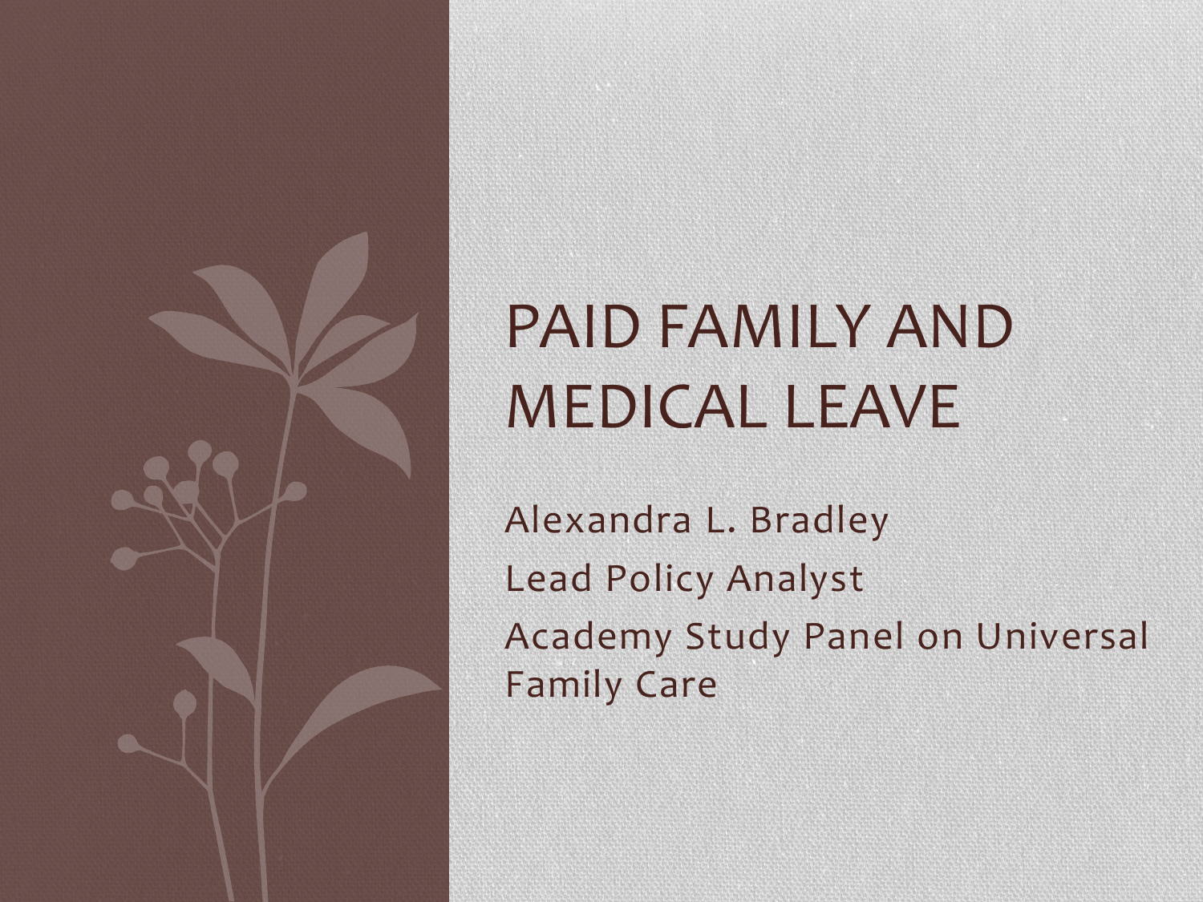# PAID FAMILY AND MEDICAL LEAVE

Alexandra L. Bradley

Lead Policy Analyst

Academy Study Panel on Universal Family Care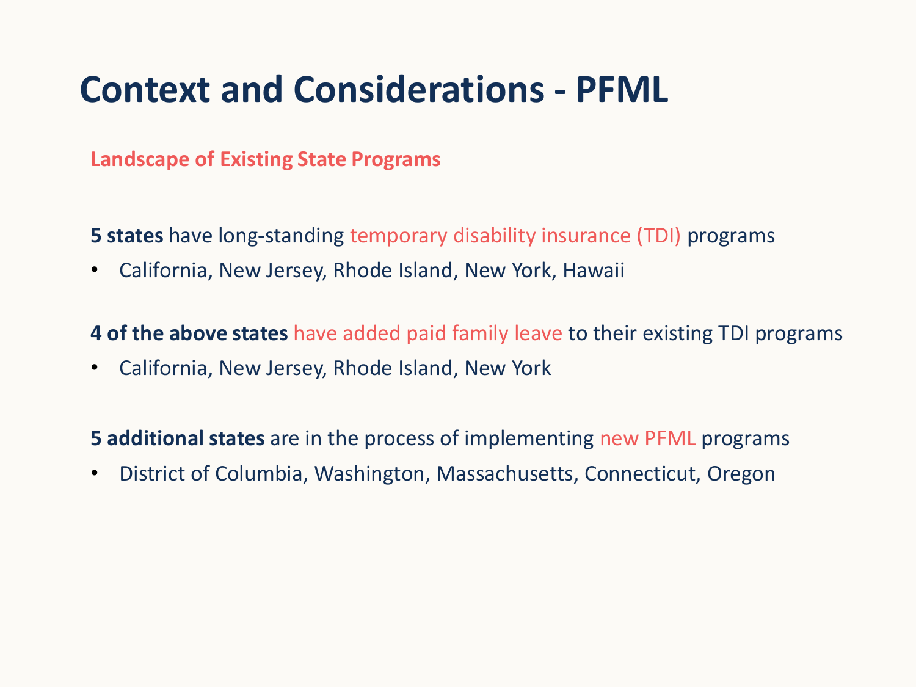# Context and Considerations - PFML

## Landscape of Existing State Programs

**5 states** have long-standing temporary disability insurance (TDI) programs

- California, New Jersey, Rhode Island, New York, Hawaii

**4 of the above states** have added paid family leave to their existing TDI programs

- California, New Jersey, Rhode Island, New York

**5 additional states** are in the process of implementing new PFML programs

- District of Columbia, Washington, Massachusetts, Connecticut, Oregon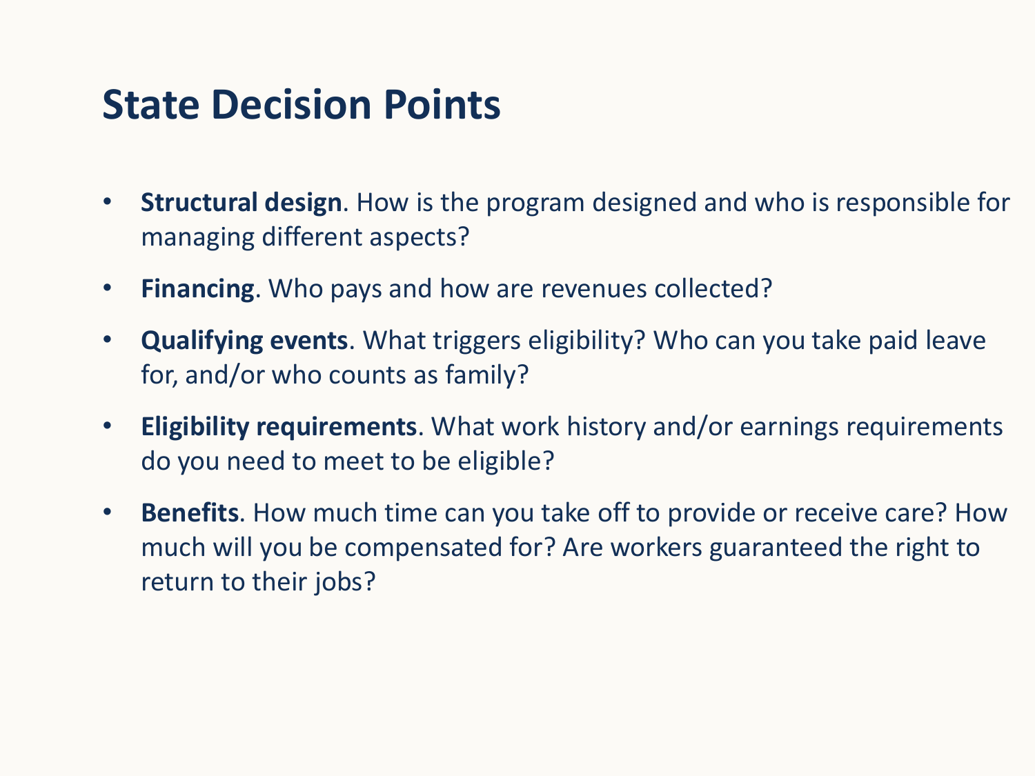# State Decision Points

- **Structural design**. How is the program designed and who is responsible for managing different aspects?
- **Financing**. Who pays and how are revenues collected?
- **Qualifying events**. What triggers eligibility? Who can you take paid leave for, and/or who counts as family?
- **Eligibility requirements**. What work history and/or earnings requirements do you need to meet to be eligible?
- **Benefits**. How much time can you take off to provide or receive care? How much will you be compensated for? Are workers guaranteed the right to return to their jobs?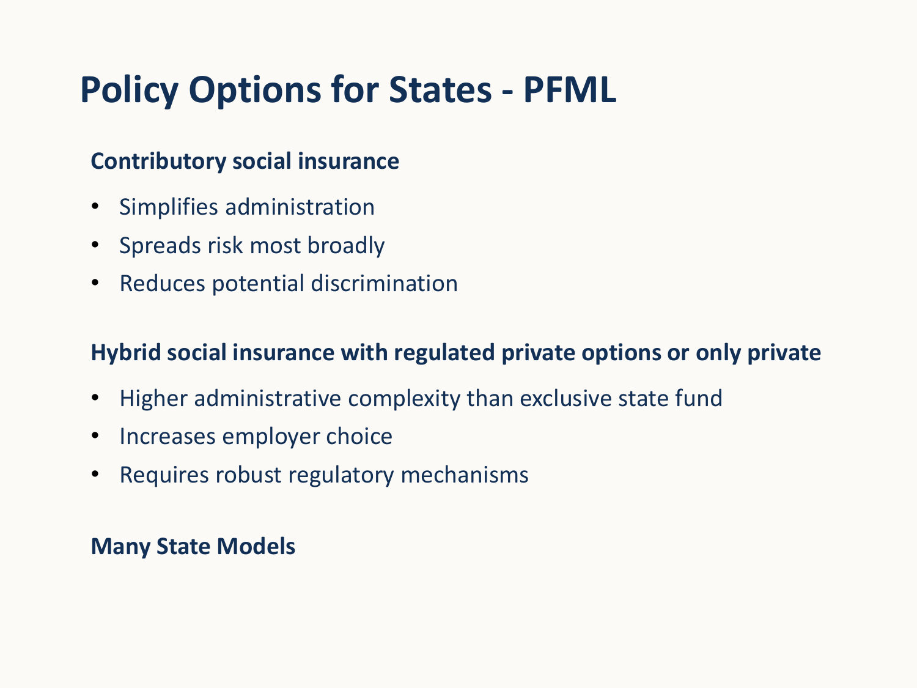# Policy Options for States - PFML

**Contributory social insurance**

- Simplifies administration
- Spreads risk most broadly
- Reduces potential discrimination

**Hybrid social insurance with regulated private options or only private**

- Higher administrative complexity than exclusive state fund
- Increases employer choice
- Requires robust regulatory mechanisms

**Many State Models**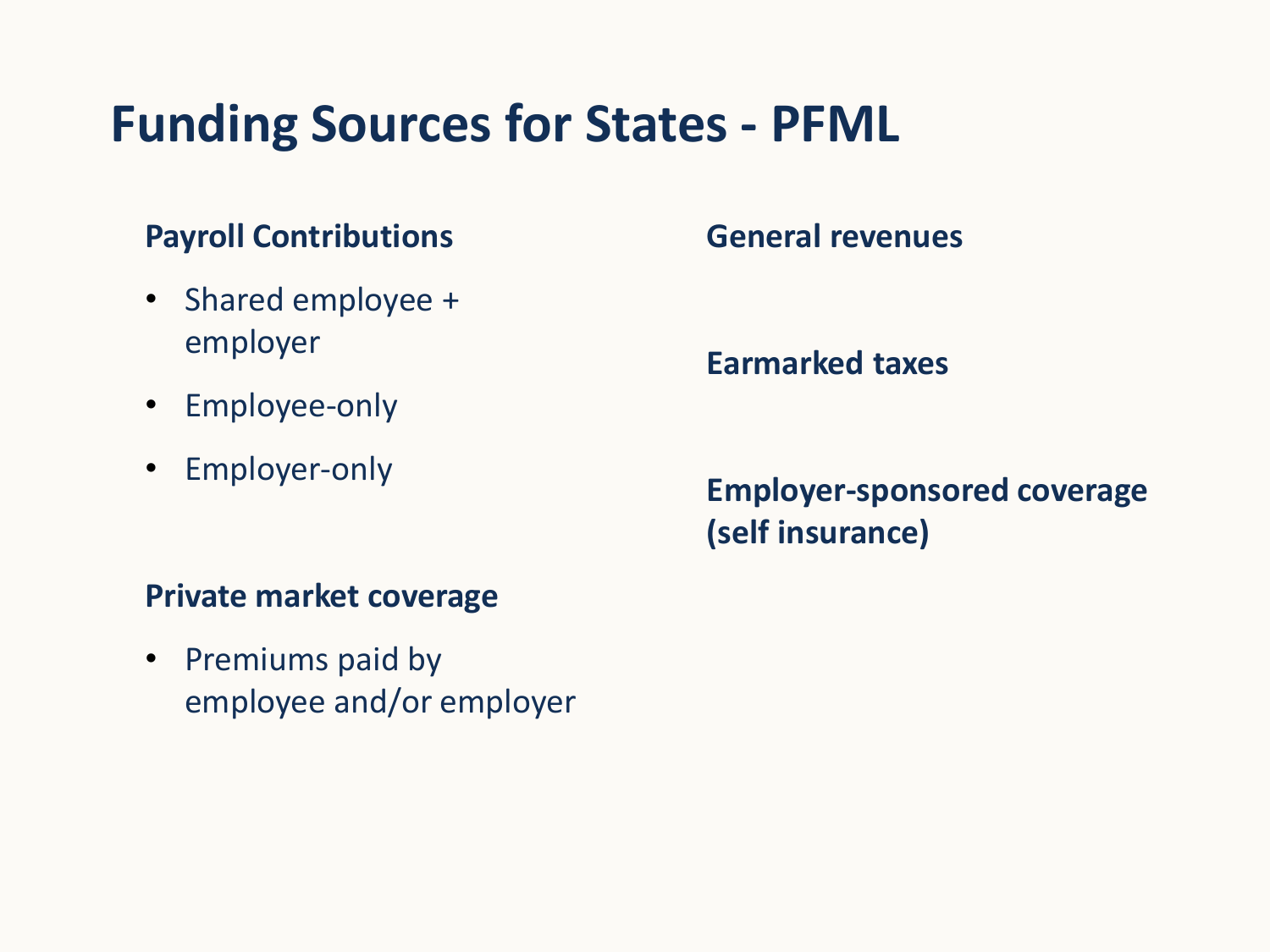# Funding Sources for States - PFML

**Payroll Contributions**

- Shared employee + employer
- Employee-only
- Employer-only

**Private market coverage**

- Premiums paid by employee and/or employer

**General revenues**

**Earmarked taxes**

**Employer-sponsored coverage (self insurance)**